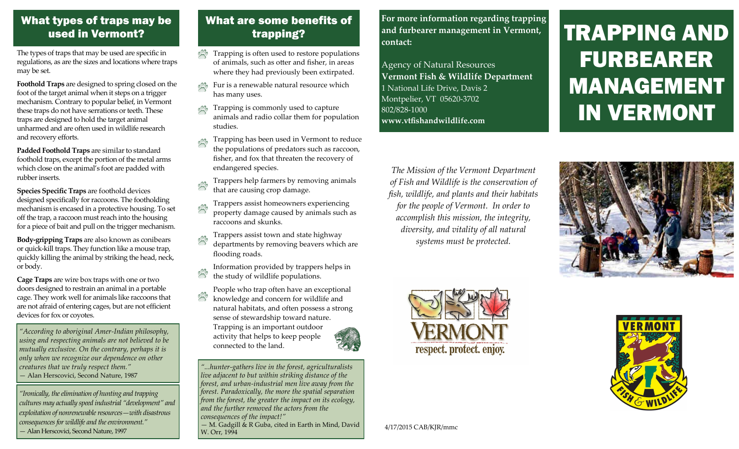## What types of traps may be used in Vermont?

The types of traps that may be used are specific in regulations, as are the sizes and locations where traps may be set.

**Foothold Traps** are designed to spring closed on the foot of the target animal when it steps on a trigger mechanism. Contrary to popular belief, in Vermont these traps do not have serrations or teeth. These traps are designed to hold the target animal unharmed and are often used in wildlife research and recovery efforts.

**Padded Foothold Traps** are similar to standard foothold traps, except the portion of the metal arms which close on the animal's foot are padded with rubber inserts.

**Species Specific Traps** are foothold devices designed specifically for raccoons. The footholding mechanism is encased in a protective housing. To set off the trap, a raccoon must reach into the housing for a piece of bait and pull on the trigger mechanism.

**Body-gripping Traps** are also known as conibears or quick-kill traps. They function like a mouse trap, quickly killing the animal by striking the head, neck, or body.

**Cage Traps** are wire box traps with one or two doors designed to restrain an animal in a portable cage. They work well for animals like raccoons that are not afraid of entering cages, but are not efficient devices for fox or coyotes.

*"According to aboriginal Amer-Indian philosophy, using and respecting animals are not believed to be mutually exclusive. On the contrary, perhaps it is only when we recognize our dependence on other creatures that we truly respect them."*
— Alan Herscovici, Second Nature, 1987

*"Ironically, the elimination of hunting and trapping cultures may actually speed industrial "development" and exploitation of nonrenewable resources—with disastrous consequences for wildlife and the environment."*
— Alan Herscovici, Second Nature, 1997

## What are some benefits of trapping?

- Trapping is often used to restore populations of animals, such as otter and fisher, in areas where they had previously been extirpated.
- Fur is a renewable natural resource which has many uses.
- Trapping is commonly used to capture animals and radio collar them for population studies.
- Trapping has been used in Vermont to reduce the populations of predators such as raccoon, fisher, and fox that threaten the recovery of endangered species.
- Trappers help farmers by removing animals that are causing crop damage.
- Trappers assist homeowners experiencing property damage caused by animals such as raccoons and skunks.
- Trappers assist town and state highway departments by removing beavers which are flooding roads.
- Information provided by trappers helps in the study of wildlife populations.
- People who trap often have an exceptional knowledge and concern for wildlife and natural habitats, and often possess a strong sense of stewardship toward nature. Trapping is an important outdoor activity that helps to keep people connected to the land.

*"...hunter-gathers live in the forest, agriculturalists live adjacent to but within striking distance of the forest, and urban-industrial men live away from the forest. Paradoxically, the more the spatial separation from the forest, the greater the impact on its ecology, and the further removed the actors from the consequences of the impact!"*
— M. Gadgill & R Guba, cited in Earth in Mind, David W. Orr, 1994

**For more information regarding trapping and furbearer management in Vermont, contact:**

Agency of Natural Resources
**Vermont Fish & Wildlife Department**
1 National Life Drive, Davis 2
Montpelier, VT 05620-3702
802/828-1000
**www.vtfishandwildlife.com**

*The Mission of the Vermont Department of Fish and Wildlife is the conservation of fish, wildlife, and plants and their habitats for the people of Vermont. In order to accomplish this mission, the integrity, diversity, and vitality of all natural systems must be protected.*

VERMONT
respect. protect. enjoy.

4/17/2015 CAB/KJR/mmc

# TRAPPING AND FURBEARER MANAGEMENT IN VERMONT

VERMONT FISH & WILDLIFE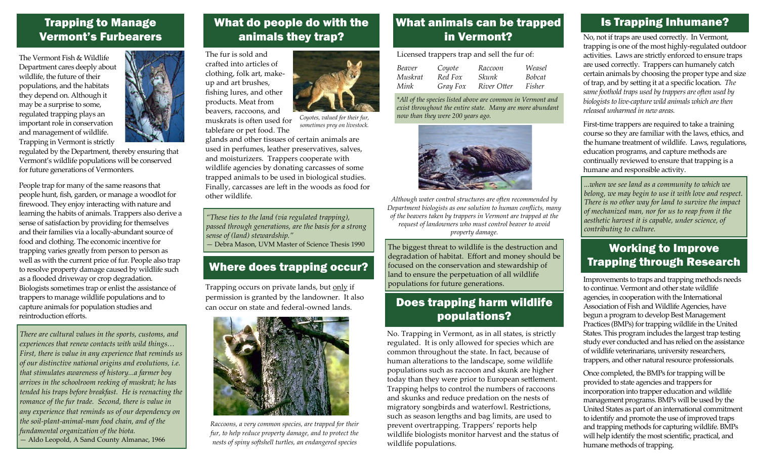## Trapping to Manage Vermont's Furbearers

The Vermont Fish & Wildlife Department cares deeply about wildlife, the future of their populations, and the habitats they depend on. Although it may be a surprise to some, regulated trapping plays an important role in conservation and management of wildlife. Trapping in Vermont is strictly regulated by the Department, thereby ensuring that Vermont's wildlife populations will be conserved for future generations of Vermonters.

People trap for many of the same reasons that people hunt, fish, garden, or manage a woodlot for firewood. They enjoy interacting with nature and learning the habits of animals. Trappers also derive a sense of satisfaction by providing for themselves and their families via a locally-abundant source of food and clothing. The economic incentive for trapping varies greatly from person to person as well as with the current price of fur. People also trap to resolve property damage caused by wildlife such as a flooded driveway or crop degradation. Biologists sometimes trap or enlist the assistance of trappers to manage wildlife populations and to capture animals for population studies and reintroduction efforts.

*There are cultural values in the sports, customs, and experiences that renew contacts with wild things… First, there is value in any experience that reminds us of our distinctive national origins and evolutions, i.e. that stimulates awareness of history...a farmer boy arrives in the schoolroom reeking of muskrat; he has tended his traps before breakfast. He is reenacting the romance of the fur trade. Second, there is value in any experience that reminds us of our dependency on the soil-plant-animal-man food chain, and of the fundamental organization of the biota.*
— Aldo Leopold, A Sand County Almanac, 1966

## What do people do with the animals they trap?

The fur is sold and crafted into articles of clothing, folk art, make-up and art brushes, fishing lures, and other products. Meat from beavers, raccoons, and muskrats is often used for tablefare or pet food. The glands and other tissues of certain animals are used in perfumes, leather preservatives, salves, and moisturizers. Trappers cooperate with wildlife agencies by donating carcasses of some trapped animals to be used in biological studies. Finally, carcasses are left in the woods as food for other wildlife.

*Coyotes, valued for their fur, sometimes prey on livestock.*

*"These ties to the land (via regulated trapping), passed through generations, are the basis for a strong sense of (land) stewardship."*
— Debra Mason, UVM Master of Science Thesis 1990

## Where does trapping occur?

Trapping occurs on private lands, but only if permission is granted by the landowner. It also can occur on state and federal-owned lands.

*Raccoons, a very common species, are trapped for their fur, to help reduce property damage, and to protect the nests of spiny softshell turtles, an endangered species*

## What animals can be trapped in Vermont?

Licensed trappers trap and sell the fur of:

| | | | |
|---|---|---|---|
| *Beaver* | *Coyote* | *Raccoon* | *Weasel* |
| *Muskrat* | *Red Fox* | *Skunk* | *Bobcat* |
| *Mink* | *Gray Fox* | *River Otter* | *Fisher* |

*\*All of the species listed above are common in Vermont and exist throughout the entire state. Many are more abundant now than they were 200 years ago.*

*Although water control structures are often recommended by Department biologists as one solution to human conflicts, many of the beavers taken by trappers in Vermont are trapped at the request of landowners who must control beaver to avoid property damage.*

The biggest threat to wildlife is the destruction and degradation of habitat. Effort and money should be focused on the conservation and stewardship of land to ensure the perpetuation of all wildlife populations for future generations.

## Does trapping harm wildlife populations?

No. Trapping in Vermont, as in all states, is strictly regulated. It is only allowed for species which are common throughout the state. In fact, because of human alterations to the landscape, some wildlife populations such as raccoon and skunk are higher today than they were prior to European settlement. Trapping helps to control the numbers of raccoons and skunks and reduce predation on the nests of migratory songbirds and waterfowl. Restrictions, such as season lengths and bag limits, are used to prevent overtrapping. Trappers' reports help wildlife biologists monitor harvest and the status of wildlife populations.

## Is Trapping Inhumane?

No, not if traps are used correctly. In Vermont, trapping is one of the most highly-regulated outdoor activities. Laws are strictly enforced to ensure traps are used correctly. Trappers can humanely catch certain animals by choosing the proper type and size of trap, and by setting it at a specific location. *The same foothold traps used by trappers are often used by biologists to live-capture wild animals which are then released unharmed in new areas.*

First-time trappers are required to take a training course so they are familiar with the laws, ethics, and the humane treatment of wildlife. Laws, regulations, education programs, and capture methods are continually reviewed to ensure that trapping is a humane and responsible activity.

*...when we see land as a community to which we belong, we may begin to use it with love and respect. There is no other way for land to survive the impact of mechanized man, nor for us to reap from it the aesthetic harvest it is capable, under science, of contributing to culture.*

## Working to Improve Trapping through Research

Improvements to traps and trapping methods needs to continue. Vermont and other state wildlife agencies, in cooperation with the International Association of Fish and Wildlife Agencies, have begun a program to develop Best Management Practices (BMPs) for trapping wildlife in the United States. This program includes the largest trap testing study ever conducted and has relied on the assistance of wildlife veterinarians, university researchers, trappers, and other natural resource professionals.

Once completed, the BMPs for trapping will be provided to state agencies and trappers for incorporation into trapper education and wildlife management programs. BMPs will be used by the United States as part of an international commitment to identify and promote the use of improved traps and trapping methods for capturing wildlife. BMPs will help identify the most scientific, practical, and humane methods of trapping.